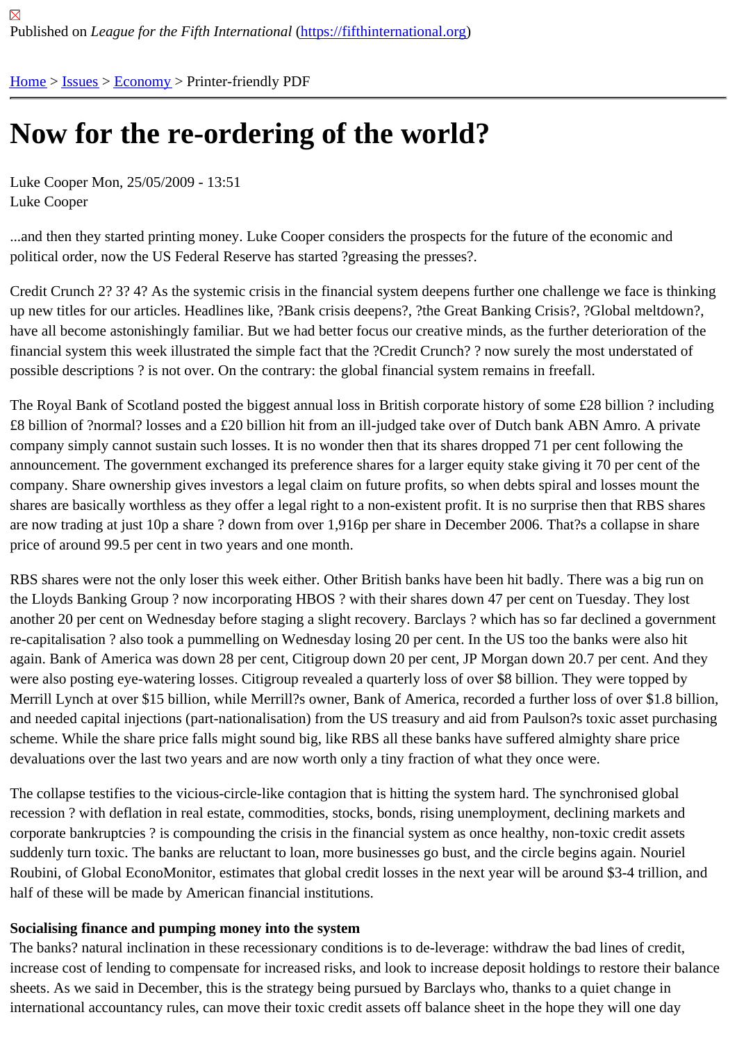Published on *League for the Fifth International* (https://fifthinternational.org)

Home > Issues > Economy > Printer-friendly PDF

# Now for the re-ordering of the world?

Luke Cooper Mon, 25/05/2009 - 13:51
Luke Cooper

...and then they started printing money. Luke Cooper considers the prospects for the future of the economic and political order, now the US Federal Reserve has started ?greasing the presses?.

Credit Crunch 2? 3? 4? As the systemic crisis in the financial system deepens further one challenge we face is thinking up new titles for our articles. Headlines like, ?Bank crisis deepens?, ?the Great Banking Crisis?, ?Global meltdown?, have all become astonishingly familiar. But we had better focus our creative minds, as the further deterioration of the financial system this week illustrated the simple fact that the ?Credit Crunch? ? now surely the most understated of possible descriptions ? is not over. On the contrary: the global financial system remains in freefall.

The Royal Bank of Scotland posted the biggest annual loss in British corporate history of some £28 billion ? including £8 billion of ?normal? losses and a £20 billion hit from an ill-judged take over of Dutch bank ABN Amro. A private company simply cannot sustain such losses. It is no wonder then that its shares dropped 71 per cent following the announcement. The government exchanged its preference shares for a larger equity stake giving it 70 per cent of the company. Share ownership gives investors a legal claim on future profits, so when debts spiral and losses mount the shares are basically worthless as they offer a legal right to a non-existent profit. It is no surprise then that RBS shares are now trading at just 10p a share ? down from over 1,916p per share in December 2006. That?s a collapse in share price of around 99.5 per cent in two years and one month.

RBS shares were not the only loser this week either. Other British banks have been hit badly. There was a big run on the Lloyds Banking Group ? now incorporating HBOS ? with their shares down 47 per cent on Tuesday. They lost another 20 per cent on Wednesday before staging a slight recovery. Barclays ? which has so far declined a government re-capitalisation ? also took a pummelling on Wednesday losing 20 per cent. In the US too the banks were also hit again. Bank of America was down 28 per cent, Citigroup down 20 per cent, JP Morgan down 20.7 per cent. And they were also posting eye-watering losses. Citigroup revealed a quarterly loss of over $8 billion. They were topped by Merrill Lynch at over $15 billion, while Merrill?s owner, Bank of America, recorded a further loss of over $1.8 billion, and needed capital injections (part-nationalisation) from the US treasury and aid from Paulson?s toxic asset purchasing scheme. While the share price falls might sound big, like RBS all these banks have suffered almighty share price devaluations over the last two years and are now worth only a tiny fraction of what they once were.

The collapse testifies to the vicious-circle-like contagion that is hitting the system hard. The synchronised global recession ? with deflation in real estate, commodities, stocks, bonds, rising unemployment, declining markets and corporate bankruptcies ? is compounding the crisis in the financial system as once healthy, non-toxic credit assets suddenly turn toxic. The banks are reluctant to loan, more businesses go bust, and the circle begins again. Nouriel Roubini, of Global EconoMonitor, estimates that global credit losses in the next year will be around $3-4 trillion, and half of these will be made by American financial institutions.

**Socialising finance and pumping money into the system**

The banks? natural inclination in these recessionary conditions is to de-leverage: withdraw the bad lines of credit, increase cost of lending to compensate for increased risks, and look to increase deposit holdings to restore their balance sheets. As we said in December, this is the strategy being pursued by Barclays who, thanks to a quiet change in international accountancy rules, can move their toxic credit assets off balance sheet in the hope they will one day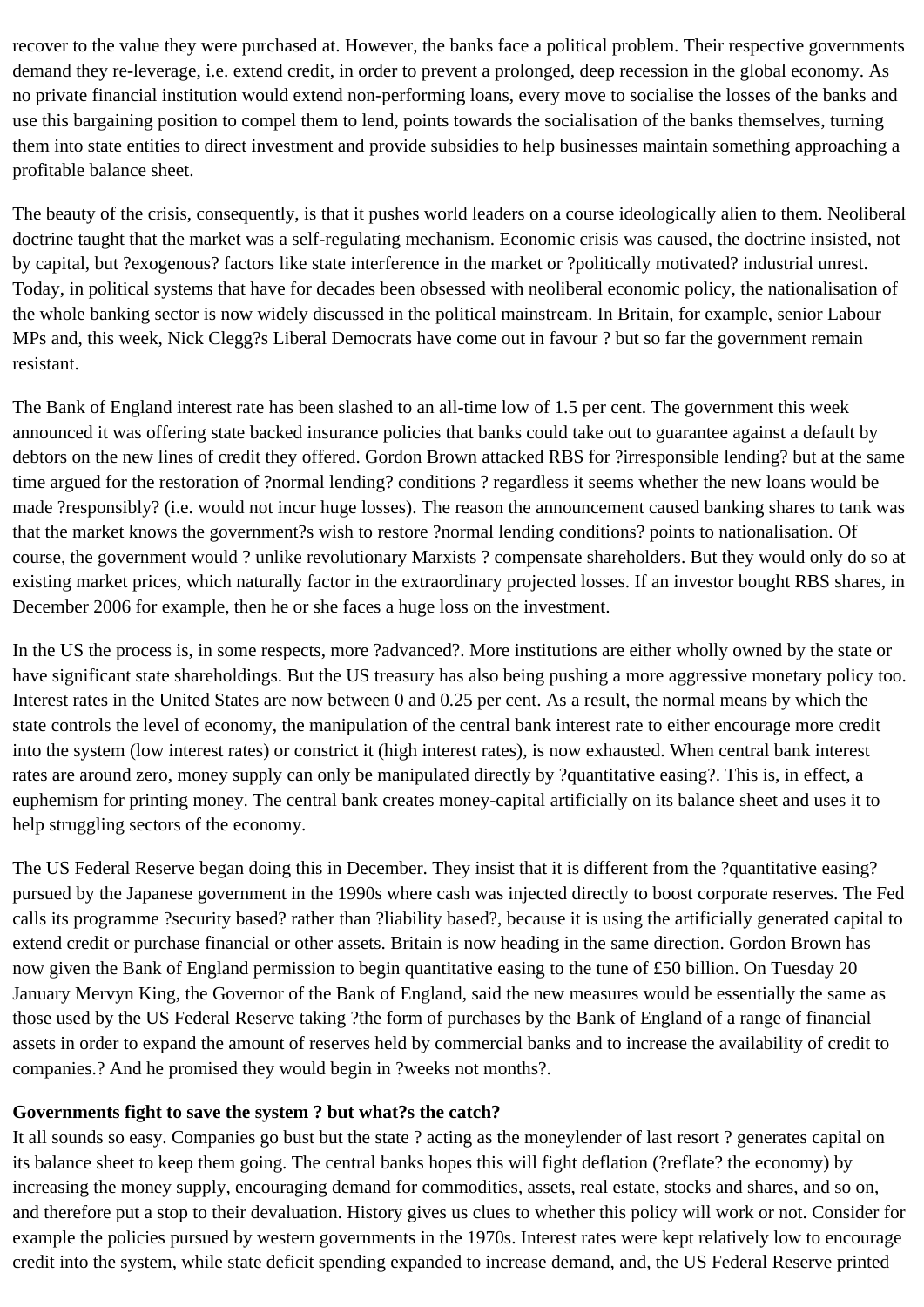recover to the value they were purchased at. However, the banks face a political problem. Their respective governments demand they re-leverage, i.e. extend credit, in order to prevent a prolonged, deep recession in the global economy. As no private financial institution would extend non-performing loans, every move to socialise the losses of the banks and use this bargaining position to compel them to lend, points towards the socialisation of the banks themselves, turning them into state entities to direct investment and provide subsidies to help businesses maintain something approaching a profitable balance sheet.

The beauty of the crisis, consequently, is that it pushes world leaders on a course ideologically alien to them. Neoliberal doctrine taught that the market was a self-regulating mechanism. Economic crisis was caused, the doctrine insisted, not by capital, but ?exogenous? factors like state interference in the market or ?politically motivated? industrial unrest. Today, in political systems that have for decades been obsessed with neoliberal economic policy, the nationalisation of the whole banking sector is now widely discussed in the political mainstream. In Britain, for example, senior Labour MPs and, this week, Nick Clegg?s Liberal Democrats have come out in favour ? but so far the government remain resistant.

The Bank of England interest rate has been slashed to an all-time low of 1.5 per cent. The government this week announced it was offering state backed insurance policies that banks could take out to guarantee against a default by debtors on the new lines of credit they offered. Gordon Brown attacked RBS for ?irresponsible lending? but at the same time argued for the restoration of ?normal lending? conditions ? regardless it seems whether the new loans would be made ?responsibly? (i.e. would not incur huge losses). The reason the announcement caused banking shares to tank was that the market knows the government?s wish to restore ?normal lending conditions? points to nationalisation. Of course, the government would ? unlike revolutionary Marxists ? compensate shareholders. But they would only do so at existing market prices, which naturally factor in the extraordinary projected losses. If an investor bought RBS shares, in December 2006 for example, then he or she faces a huge loss on the investment.

In the US the process is, in some respects, more ?advanced?. More institutions are either wholly owned by the state or have significant state shareholdings. But the US treasury has also being pushing a more aggressive monetary policy too. Interest rates in the United States are now between 0 and 0.25 per cent. As a result, the normal means by which the state controls the level of economy, the manipulation of the central bank interest rate to either encourage more credit into the system (low interest rates) or constrict it (high interest rates), is now exhausted. When central bank interest rates are around zero, money supply can only be manipulated directly by ?quantitative easing?. This is, in effect, a euphemism for printing money. The central bank creates money-capital artificially on its balance sheet and uses it to help struggling sectors of the economy.

The US Federal Reserve began doing this in December. They insist that it is different from the ?quantitative easing? pursued by the Japanese government in the 1990s where cash was injected directly to boost corporate reserves. The Fed calls its programme ?security based? rather than ?liability based?, because it is using the artificially generated capital to extend credit or purchase financial or other assets. Britain is now heading in the same direction. Gordon Brown has now given the Bank of England permission to begin quantitative easing to the tune of £50 billion. On Tuesday 20 January Mervyn King, the Governor of the Bank of England, said the new measures would be essentially the same as those used by the US Federal Reserve taking ?the form of purchases by the Bank of England of a range of financial assets in order to expand the amount of reserves held by commercial banks and to increase the availability of credit to companies.? And he promised they would begin in ?weeks not months?.

**Governments fight to save the system ? but what?s the catch?**

It all sounds so easy. Companies go bust but the state ? acting as the moneylender of last resort ? generates capital on its balance sheet to keep them going. The central banks hopes this will fight deflation (?reflate? the economy) by increasing the money supply, encouraging demand for commodities, assets, real estate, stocks and shares, and so on, and therefore put a stop to their devaluation. History gives us clues to whether this policy will work or not. Consider for example the policies pursued by western governments in the 1970s. Interest rates were kept relatively low to encourage credit into the system, while state deficit spending expanded to increase demand, and, the US Federal Reserve printed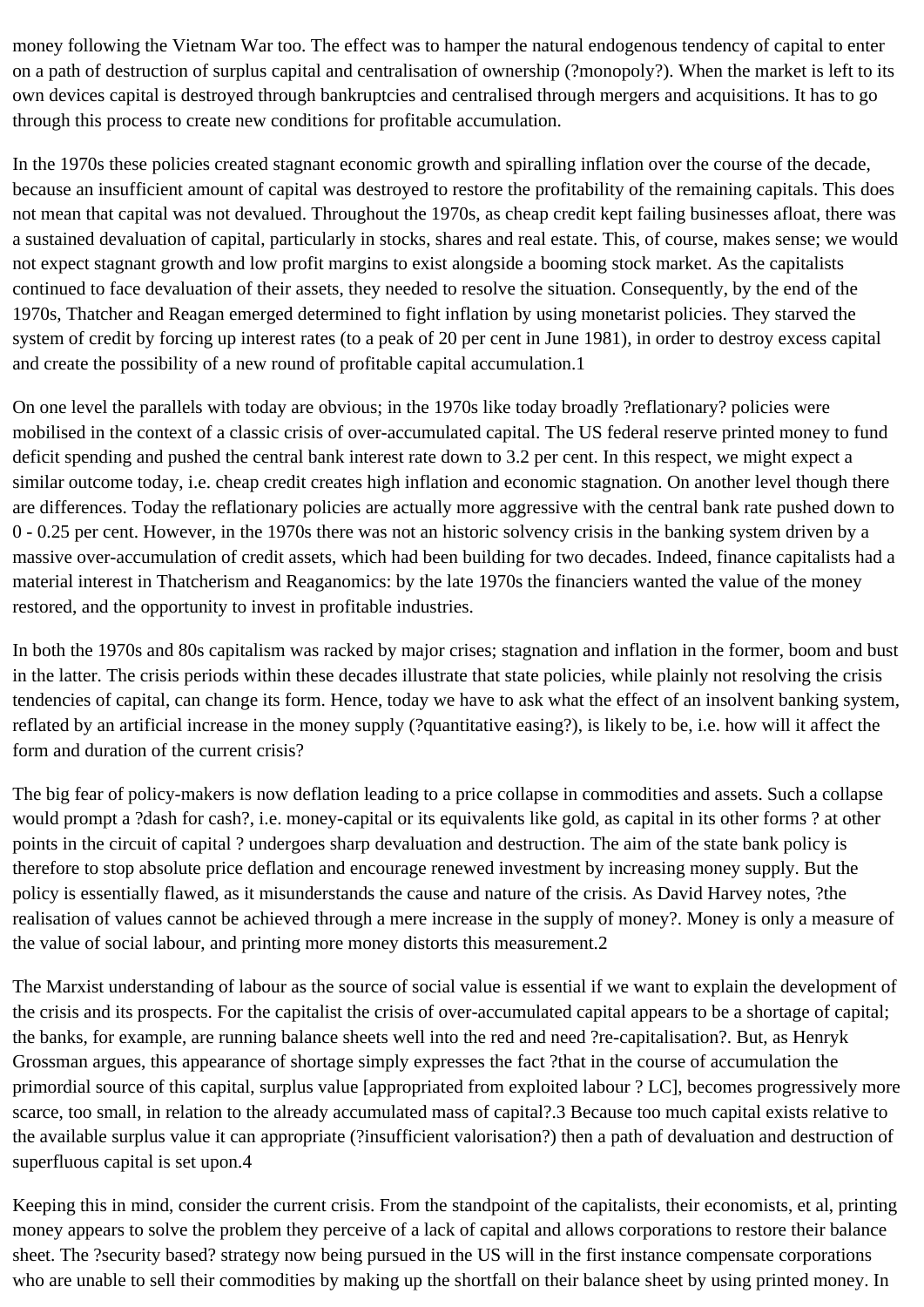money following the Vietnam War too. The effect was to hamper the natural endogenous tendency of capital to enter on a path of destruction of surplus capital and centralisation of ownership (?monopoly?). When the market is left to its own devices capital is destroyed through bankruptcies and centralised through mergers and acquisitions. It has to go through this process to create new conditions for profitable accumulation.

In the 1970s these policies created stagnant economic growth and spiralling inflation over the course of the decade, because an insufficient amount of capital was destroyed to restore the profitability of the remaining capitals. This does not mean that capital was not devalued. Throughout the 1970s, as cheap credit kept failing businesses afloat, there was a sustained devaluation of capital, particularly in stocks, shares and real estate. This, of course, makes sense; we would not expect stagnant growth and low profit margins to exist alongside a booming stock market. As the capitalists continued to face devaluation of their assets, they needed to resolve the situation. Consequently, by the end of the 1970s, Thatcher and Reagan emerged determined to fight inflation by using monetarist policies. They starved the system of credit by forcing up interest rates (to a peak of 20 per cent in June 1981), in order to destroy excess capital and create the possibility of a new round of profitable capital accumulation.1

On one level the parallels with today are obvious; in the 1970s like today broadly ?reflationary? policies were mobilised in the context of a classic crisis of over-accumulated capital. The US federal reserve printed money to fund deficit spending and pushed the central bank interest rate down to 3.2 per cent. In this respect, we might expect a similar outcome today, i.e. cheap credit creates high inflation and economic stagnation. On another level though there are differences. Today the reflationary policies are actually more aggressive with the central bank rate pushed down to 0 - 0.25 per cent. However, in the 1970s there was not an historic solvency crisis in the banking system driven by a massive over-accumulation of credit assets, which had been building for two decades. Indeed, finance capitalists had a material interest in Thatcherism and Reaganomics: by the late 1970s the financiers wanted the value of the money restored, and the opportunity to invest in profitable industries.

In both the 1970s and 80s capitalism was racked by major crises; stagnation and inflation in the former, boom and bust in the latter. The crisis periods within these decades illustrate that state policies, while plainly not resolving the crisis tendencies of capital, can change its form. Hence, today we have to ask what the effect of an insolvent banking system, reflated by an artificial increase in the money supply (?quantitative easing?), is likely to be, i.e. how will it affect the form and duration of the current crisis?

The big fear of policy-makers is now deflation leading to a price collapse in commodities and assets. Such a collapse would prompt a ?dash for cash?, i.e. money-capital or its equivalents like gold, as capital in its other forms ? at other points in the circuit of capital ? undergoes sharp devaluation and destruction. The aim of the state bank policy is therefore to stop absolute price deflation and encourage renewed investment by increasing money supply. But the policy is essentially flawed, as it misunderstands the cause and nature of the crisis. As David Harvey notes, ?the realisation of values cannot be achieved through a mere increase in the supply of money?. Money is only a measure of the value of social labour, and printing more money distorts this measurement.2

The Marxist understanding of labour as the source of social value is essential if we want to explain the development of the crisis and its prospects. For the capitalist the crisis of over-accumulated capital appears to be a shortage of capital; the banks, for example, are running balance sheets well into the red and need ?re-capitalisation?. But, as Henryk Grossman argues, this appearance of shortage simply expresses the fact ?that in the course of accumulation the primordial source of this capital, surplus value [appropriated from exploited labour ? LC], becomes progressively more scarce, too small, in relation to the already accumulated mass of capital?.3 Because too much capital exists relative to the available surplus value it can appropriate (?insufficient valorisation?) then a path of devaluation and destruction of superfluous capital is set upon.4

Keeping this in mind, consider the current crisis. From the standpoint of the capitalists, their economists, et al, printing money appears to solve the problem they perceive of a lack of capital and allows corporations to restore their balance sheet. The ?security based? strategy now being pursued in the US will in the first instance compensate corporations who are unable to sell their commodities by making up the shortfall on their balance sheet by using printed money. In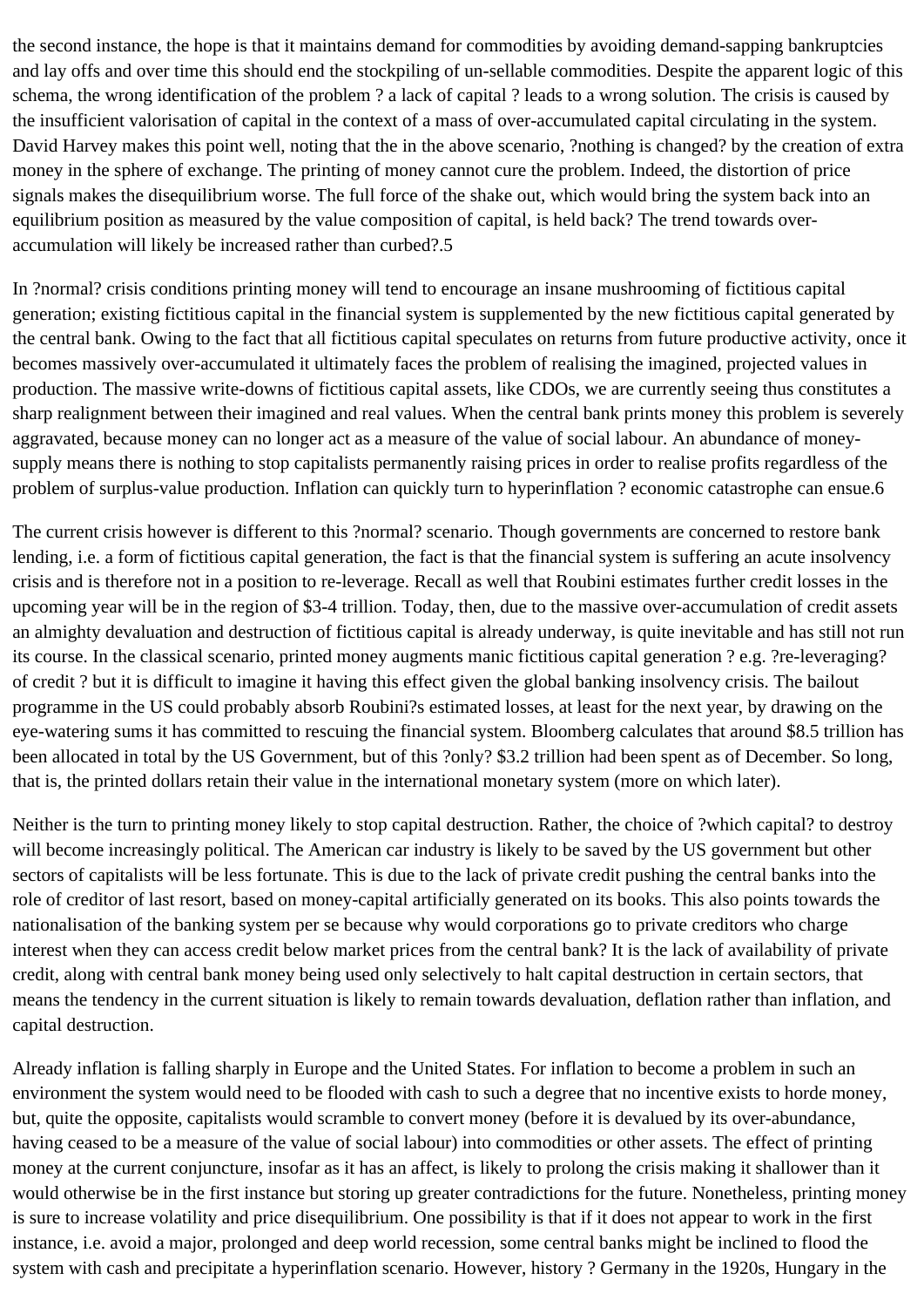the second instance, the hope is that it maintains demand for commodities by avoiding demand-sapping bankruptcies and lay offs and over time this should end the stockpiling of un-sellable commodities. Despite the apparent logic of this schema, the wrong identification of the problem ? a lack of capital ? leads to a wrong solution. The crisis is caused by the insufficient valorisation of capital in the context of a mass of over-accumulated capital circulating in the system. David Harvey makes this point well, noting that the in the above scenario, ?nothing is changed? by the creation of extra money in the sphere of exchange. The printing of money cannot cure the problem. Indeed, the distortion of price signals makes the disequilibrium worse. The full force of the shake out, which would bring the system back into an equilibrium position as measured by the value composition of capital, is held back? The trend towards over-accumulation will likely be increased rather than curbed?.5

In ?normal? crisis conditions printing money will tend to encourage an insane mushrooming of fictitious capital generation; existing fictitious capital in the financial system is supplemented by the new fictitious capital generated by the central bank. Owing to the fact that all fictitious capital speculates on returns from future productive activity, once it becomes massively over-accumulated it ultimately faces the problem of realising the imagined, projected values in production. The massive write-downs of fictitious capital assets, like CDOs, we are currently seeing thus constitutes a sharp realignment between their imagined and real values. When the central bank prints money this problem is severely aggravated, because money can no longer act as a measure of the value of social labour. An abundance of money-supply means there is nothing to stop capitalists permanently raising prices in order to realise profits regardless of the problem of surplus-value production. Inflation can quickly turn to hyperinflation ? economic catastrophe can ensue.6

The current crisis however is different to this ?normal? scenario. Though governments are concerned to restore bank lending, i.e. a form of fictitious capital generation, the fact is that the financial system is suffering an acute insolvency crisis and is therefore not in a position to re-leverage. Recall as well that Roubini estimates further credit losses in the upcoming year will be in the region of $3-4 trillion. Today, then, due to the massive over-accumulation of credit assets an almighty devaluation and destruction of fictitious capital is already underway, is quite inevitable and has still not run its course. In the classical scenario, printed money augments manic fictitious capital generation ? e.g. ?re-leveraging? of credit ? but it is difficult to imagine it having this effect given the global banking insolvency crisis. The bailout programme in the US could probably absorb Roubini?s estimated losses, at least for the next year, by drawing on the eye-watering sums it has committed to rescuing the financial system. Bloomberg calculates that around $8.5 trillion has been allocated in total by the US Government, but of this ?only? $3.2 trillion had been spent as of December. So long, that is, the printed dollars retain their value in the international monetary system (more on which later).

Neither is the turn to printing money likely to stop capital destruction. Rather, the choice of ?which capital? to destroy will become increasingly political. The American car industry is likely to be saved by the US government but other sectors of capitalists will be less fortunate. This is due to the lack of private credit pushing the central banks into the role of creditor of last resort, based on money-capital artificially generated on its books. This also points towards the nationalisation of the banking system per se because why would corporations go to private creditors who charge interest when they can access credit below market prices from the central bank? It is the lack of availability of private credit, along with central bank money being used only selectively to halt capital destruction in certain sectors, that means the tendency in the current situation is likely to remain towards devaluation, deflation rather than inflation, and capital destruction.

Already inflation is falling sharply in Europe and the United States. For inflation to become a problem in such an environment the system would need to be flooded with cash to such a degree that no incentive exists to horde money, but, quite the opposite, capitalists would scramble to convert money (before it is devalued by its over-abundance, having ceased to be a measure of the value of social labour) into commodities or other assets. The effect of printing money at the current conjuncture, insofar as it has an affect, is likely to prolong the crisis making it shallower than it would otherwise be in the first instance but storing up greater contradictions for the future. Nonetheless, printing money is sure to increase volatility and price disequilibrium. One possibility is that if it does not appear to work in the first instance, i.e. avoid a major, prolonged and deep world recession, some central banks might be inclined to flood the system with cash and precipitate a hyperinflation scenario. However, history ? Germany in the 1920s, Hungary in the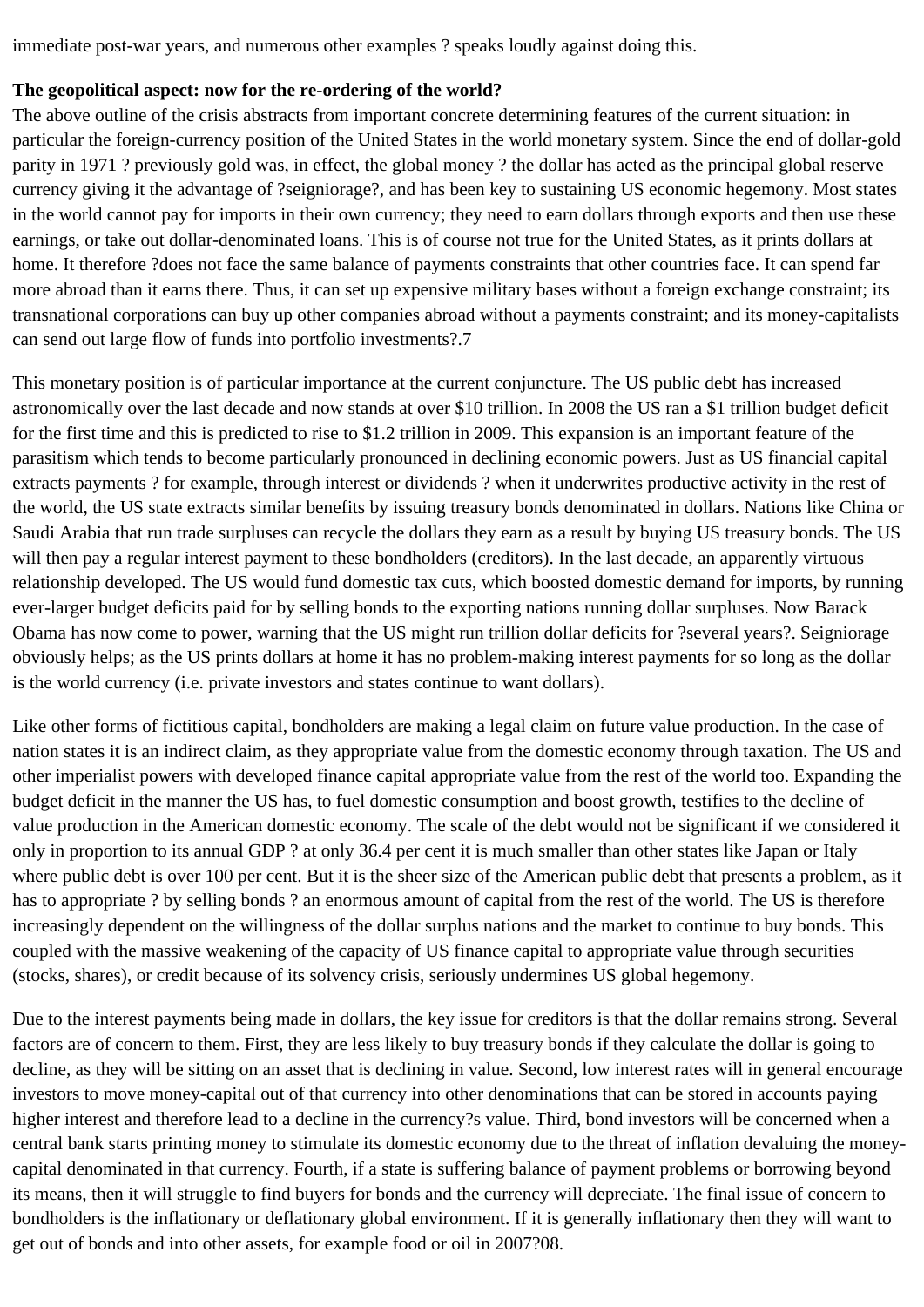immediate post-war years, and numerous other examples ? speaks loudly against doing this.

**The geopolitical aspect: now for the re-ordering of the world?**

The above outline of the crisis abstracts from important concrete determining features of the current situation: in particular the foreign-currency position of the United States in the world monetary system. Since the end of dollar-gold parity in 1971 ? previously gold was, in effect, the global money ? the dollar has acted as the principal global reserve currency giving it the advantage of ?seigniorage?, and has been key to sustaining US economic hegemony. Most states in the world cannot pay for imports in their own currency; they need to earn dollars through exports and then use these earnings, or take out dollar-denominated loans. This is of course not true for the United States, as it prints dollars at home. It therefore ?does not face the same balance of payments constraints that other countries face. It can spend far more abroad than it earns there. Thus, it can set up expensive military bases without a foreign exchange constraint; its transnational corporations can buy up other companies abroad without a payments constraint; and its money-capitalists can send out large flow of funds into portfolio investments?.7

This monetary position is of particular importance at the current conjuncture. The US public debt has increased astronomically over the last decade and now stands at over $10 trillion. In 2008 the US ran a $1 trillion budget deficit for the first time and this is predicted to rise to $1.2 trillion in 2009. This expansion is an important feature of the parasitism which tends to become particularly pronounced in declining economic powers. Just as US financial capital extracts payments ? for example, through interest or dividends ? when it underwrites productive activity in the rest of the world, the US state extracts similar benefits by issuing treasury bonds denominated in dollars. Nations like China or Saudi Arabia that run trade surpluses can recycle the dollars they earn as a result by buying US treasury bonds. The US will then pay a regular interest payment to these bondholders (creditors). In the last decade, an apparently virtuous relationship developed. The US would fund domestic tax cuts, which boosted domestic demand for imports, by running ever-larger budget deficits paid for by selling bonds to the exporting nations running dollar surpluses. Now Barack Obama has now come to power, warning that the US might run trillion dollar deficits for ?several years?. Seigniorage obviously helps; as the US prints dollars at home it has no problem-making interest payments for so long as the dollar is the world currency (i.e. private investors and states continue to want dollars).

Like other forms of fictitious capital, bondholders are making a legal claim on future value production. In the case of nation states it is an indirect claim, as they appropriate value from the domestic economy through taxation. The US and other imperialist powers with developed finance capital appropriate value from the rest of the world too. Expanding the budget deficit in the manner the US has, to fuel domestic consumption and boost growth, testifies to the decline of value production in the American domestic economy. The scale of the debt would not be significant if we considered it only in proportion to its annual GDP ? at only 36.4 per cent it is much smaller than other states like Japan or Italy where public debt is over 100 per cent. But it is the sheer size of the American public debt that presents a problem, as it has to appropriate ? by selling bonds ? an enormous amount of capital from the rest of the world. The US is therefore increasingly dependent on the willingness of the dollar surplus nations and the market to continue to buy bonds. This coupled with the massive weakening of the capacity of US finance capital to appropriate value through securities (stocks, shares), or credit because of its solvency crisis, seriously undermines US global hegemony.

Due to the interest payments being made in dollars, the key issue for creditors is that the dollar remains strong. Several factors are of concern to them. First, they are less likely to buy treasury bonds if they calculate the dollar is going to decline, as they will be sitting on an asset that is declining in value. Second, low interest rates will in general encourage investors to move money-capital out of that currency into other denominations that can be stored in accounts paying higher interest and therefore lead to a decline in the currency?s value. Third, bond investors will be concerned when a central bank starts printing money to stimulate its domestic economy due to the threat of inflation devaluing the money-capital denominated in that currency. Fourth, if a state is suffering balance of payment problems or borrowing beyond its means, then it will struggle to find buyers for bonds and the currency will depreciate. The final issue of concern to bondholders is the inflationary or deflationary global environment. If it is generally inflationary then they will want to get out of bonds and into other assets, for example food or oil in 2007?08.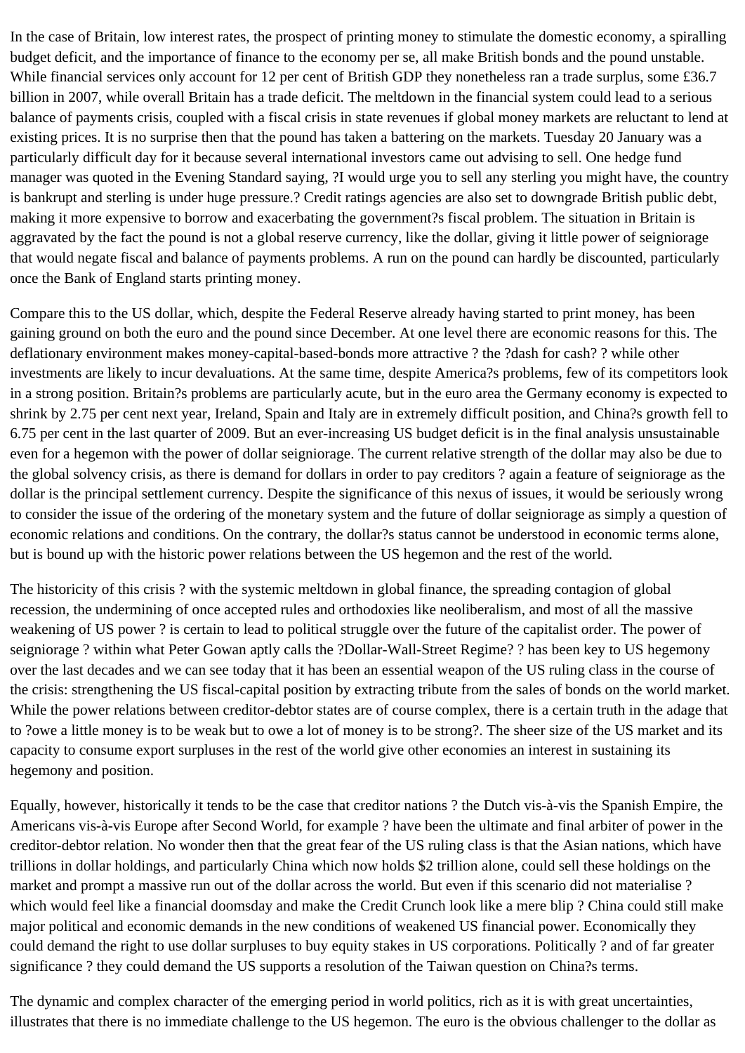In the case of Britain, low interest rates, the prospect of printing money to stimulate the domestic economy, a spiralling budget deficit, and the importance of finance to the economy per se, all make British bonds and the pound unstable. While financial services only account for 12 per cent of British GDP they nonetheless ran a trade surplus, some £36.7 billion in 2007, while overall Britain has a trade deficit. The meltdown in the financial system could lead to a serious balance of payments crisis, coupled with a fiscal crisis in state revenues if global money markets are reluctant to lend at existing prices. It is no surprise then that the pound has taken a battering on the markets. Tuesday 20 January was a particularly difficult day for it because several international investors came out advising to sell. One hedge fund manager was quoted in the Evening Standard saying, ?I would urge you to sell any sterling you might have, the country is bankrupt and sterling is under huge pressure.? Credit ratings agencies are also set to downgrade British public debt, making it more expensive to borrow and exacerbating the government?s fiscal problem. The situation in Britain is aggravated by the fact the pound is not a global reserve currency, like the dollar, giving it little power of seigniorage that would negate fiscal and balance of payments problems. A run on the pound can hardly be discounted, particularly once the Bank of England starts printing money.

Compare this to the US dollar, which, despite the Federal Reserve already having started to print money, has been gaining ground on both the euro and the pound since December. At one level there are economic reasons for this. The deflationary environment makes money-capital-based-bonds more attractive ? the ?dash for cash? ? while other investments are likely to incur devaluations. At the same time, despite America?s problems, few of its competitors look in a strong position. Britain?s problems are particularly acute, but in the euro area the Germany economy is expected to shrink by 2.75 per cent next year, Ireland, Spain and Italy are in extremely difficult position, and China?s growth fell to 6.75 per cent in the last quarter of 2009. But an ever-increasing US budget deficit is in the final analysis unsustainable even for a hegemon with the power of dollar seigniorage. The current relative strength of the dollar may also be due to the global solvency crisis, as there is demand for dollars in order to pay creditors ? again a feature of seigniorage as the dollar is the principal settlement currency. Despite the significance of this nexus of issues, it would be seriously wrong to consider the issue of the ordering of the monetary system and the future of dollar seigniorage as simply a question of economic relations and conditions. On the contrary, the dollar?s status cannot be understood in economic terms alone, but is bound up with the historic power relations between the US hegemon and the rest of the world.

The historicity of this crisis ? with the systemic meltdown in global finance, the spreading contagion of global recession, the undermining of once accepted rules and orthodoxies like neoliberalism, and most of all the massive weakening of US power ? is certain to lead to political struggle over the future of the capitalist order. The power of seigniorage ? within what Peter Gowan aptly calls the ?Dollar-Wall-Street Regime? ? has been key to US hegemony over the last decades and we can see today that it has been an essential weapon of the US ruling class in the course of the crisis: strengthening the US fiscal-capital position by extracting tribute from the sales of bonds on the world market. While the power relations between creditor-debtor states are of course complex, there is a certain truth in the adage that to ?owe a little money is to be weak but to owe a lot of money is to be strong?. The sheer size of the US market and its capacity to consume export surpluses in the rest of the world give other economies an interest in sustaining its hegemony and position.

Equally, however, historically it tends to be the case that creditor nations ? the Dutch vis-à-vis the Spanish Empire, the Americans vis-à-vis Europe after Second World, for example ? have been the ultimate and final arbiter of power in the creditor-debtor relation. No wonder then that the great fear of the US ruling class is that the Asian nations, which have trillions in dollar holdings, and particularly China which now holds $2 trillion alone, could sell these holdings on the market and prompt a massive run out of the dollar across the world. But even if this scenario did not materialise ? which would feel like a financial doomsday and make the Credit Crunch look like a mere blip ? China could still make major political and economic demands in the new conditions of weakened US financial power. Economically they could demand the right to use dollar surpluses to buy equity stakes in US corporations. Politically ? and of far greater significance ? they could demand the US supports a resolution of the Taiwan question on China?s terms.

The dynamic and complex character of the emerging period in world politics, rich as it is with great uncertainties, illustrates that there is no immediate challenge to the US hegemon. The euro is the obvious challenger to the dollar as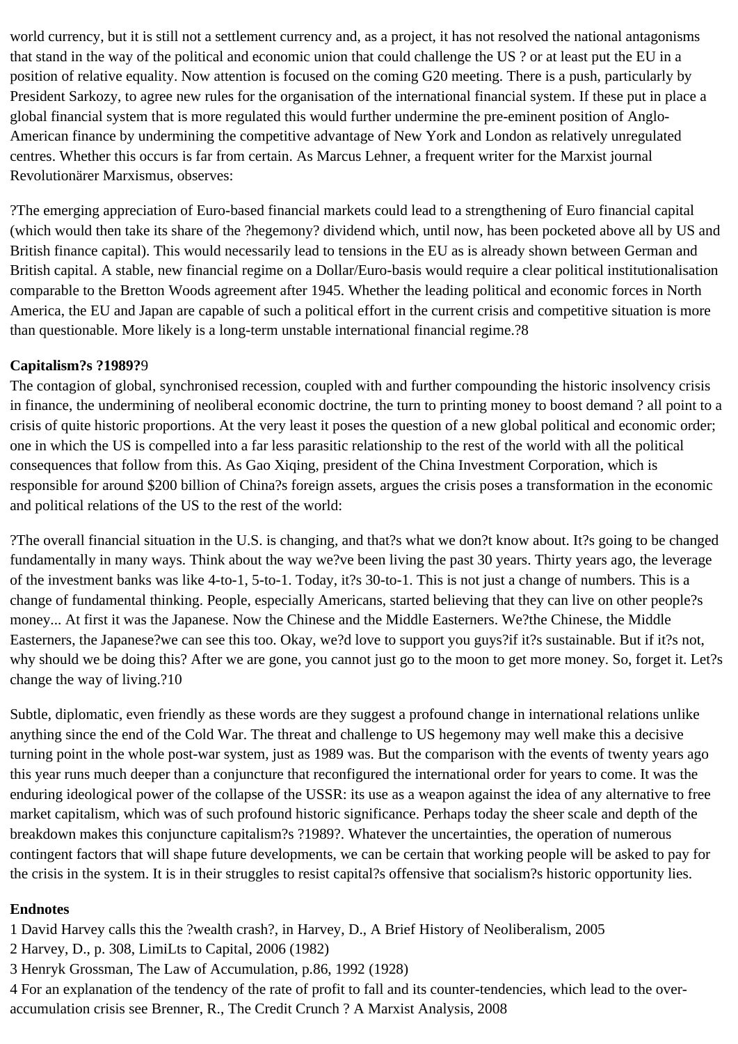world currency, but it is still not a settlement currency and, as a project, it has not resolved the national antagonisms that stand in the way of the political and economic union that could challenge the US ? or at least put the EU in a position of relative equality. Now attention is focused on the coming G20 meeting. There is a push, particularly by President Sarkozy, to agree new rules for the organisation of the international financial system. If these put in place a global financial system that is more regulated this would further undermine the pre-eminent position of Anglo-American finance by undermining the competitive advantage of New York and London as relatively unregulated centres. Whether this occurs is far from certain. As Marcus Lehner, a frequent writer for the Marxist journal Revolutionärer Marxismus, observes:

?The emerging appreciation of Euro-based financial markets could lead to a strengthening of Euro financial capital (which would then take its share of the ?hegemony? dividend which, until now, has been pocketed above all by US and British finance capital). This would necessarily lead to tensions in the EU as is already shown between German and British capital. A stable, new financial regime on a Dollar/Euro-basis would require a clear political institutionalisation comparable to the Bretton Woods agreement after 1945. Whether the leading political and economic forces in North America, the EU and Japan are capable of such a political effort in the current crisis and competitive situation is more than questionable. More likely is a long-term unstable international financial regime.?8

**Capitalism?s ?1989?**9

The contagion of global, synchronised recession, coupled with and further compounding the historic insolvency crisis in finance, the undermining of neoliberal economic doctrine, the turn to printing money to boost demand ? all point to a crisis of quite historic proportions. At the very least it poses the question of a new global political and economic order; one in which the US is compelled into a far less parasitic relationship to the rest of the world with all the political consequences that follow from this. As Gao Xiqing, president of the China Investment Corporation, which is responsible for around $200 billion of China?s foreign assets, argues the crisis poses a transformation in the economic and political relations of the US to the rest of the world:

?The overall financial situation in the U.S. is changing, and that?s what we don?t know about. It?s going to be changed fundamentally in many ways. Think about the way we?ve been living the past 30 years. Thirty years ago, the leverage of the investment banks was like 4-to-1, 5-to-1. Today, it?s 30-to-1. This is not just a change of numbers. This is a change of fundamental thinking. People, especially Americans, started believing that they can live on other people?s money... At first it was the Japanese. Now the Chinese and the Middle Easterners. We?the Chinese, the Middle Easterners, the Japanese?we can see this too. Okay, we?d love to support you guys?if it?s sustainable. But if it?s not, why should we be doing this? After we are gone, you cannot just go to the moon to get more money. So, forget it. Let?s change the way of living.?10

Subtle, diplomatic, even friendly as these words are they suggest a profound change in international relations unlike anything since the end of the Cold War. The threat and challenge to US hegemony may well make this a decisive turning point in the whole post-war system, just as 1989 was. But the comparison with the events of twenty years ago this year runs much deeper than a conjuncture that reconfigured the international order for years to come. It was the enduring ideological power of the collapse of the USSR: its use as a weapon against the idea of any alternative to free market capitalism, which was of such profound historic significance. Perhaps today the sheer scale and depth of the breakdown makes this conjuncture capitalism?s ?1989?. Whatever the uncertainties, the operation of numerous contingent factors that will shape future developments, we can be certain that working people will be asked to pay for the crisis in the system. It is in their struggles to resist capital?s offensive that socialism?s historic opportunity lies.

**Endnotes**

1 David Harvey calls this the ?wealth crash?, in Harvey, D., A Brief History of Neoliberalism, 2005

2 Harvey, D., p. 308, LimiLts to Capital, 2006 (1982)

3 Henryk Grossman, The Law of Accumulation, p.86, 1992 (1928)

4 For an explanation of the tendency of the rate of profit to fall and its counter-tendencies, which lead to the over-accumulation crisis see Brenner, R., The Credit Crunch ? A Marxist Analysis, 2008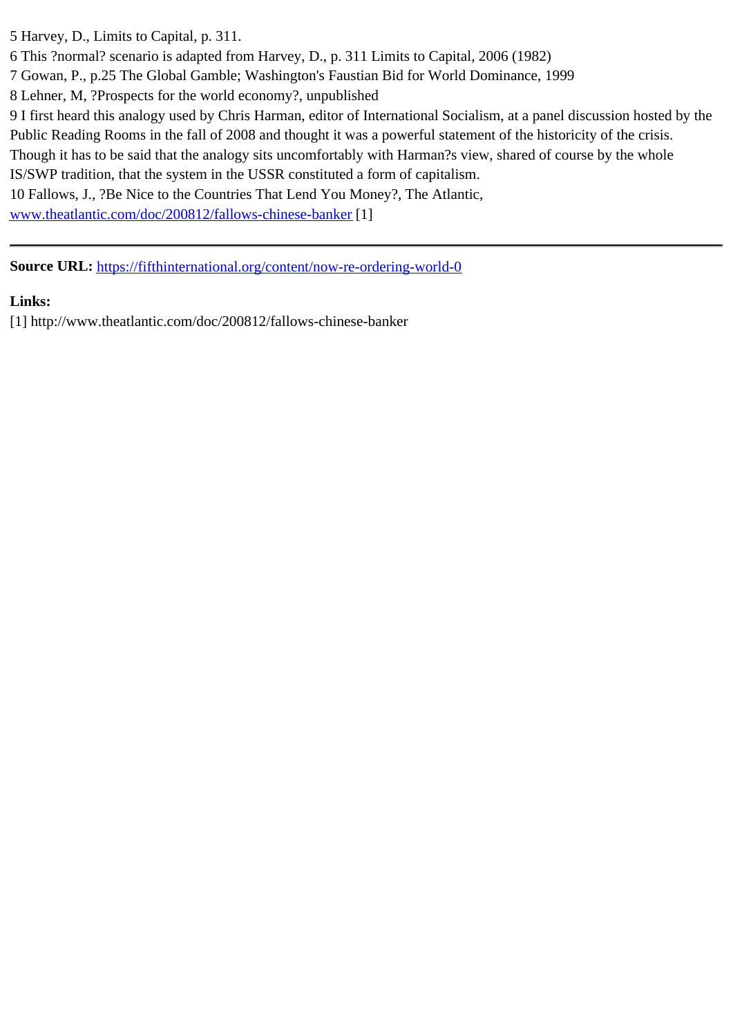5 Harvey, D., Limits to Capital, p. 311.

6 This ?normal? scenario is adapted from Harvey, D., p. 311 Limits to Capital, 2006 (1982)

7 Gowan, P., p.25 The Global Gamble; Washington's Faustian Bid for World Dominance, 1999

8 Lehner, M, ?Prospects for the world economy?, unpublished

9 I first heard this analogy used by Chris Harman, editor of International Socialism, at a panel discussion hosted by the Public Reading Rooms in the fall of 2008 and thought it was a powerful statement of the historicity of the crisis. Though it has to be said that the analogy sits uncomfortably with Harman?s view, shared of course by the whole IS/SWP tradition, that the system in the USSR constituted a form of capitalism.

10 Fallows, J., ?Be Nice to the Countries That Lend You Money?, The Atlantic, www.theatlantic.com/doc/200812/fallows-chinese-banker [1]

---

**Source URL:** https://fifthinternational.org/content/now-re-ordering-world-0

**Links:**

[1] http://www.theatlantic.com/doc/200812/fallows-chinese-banker